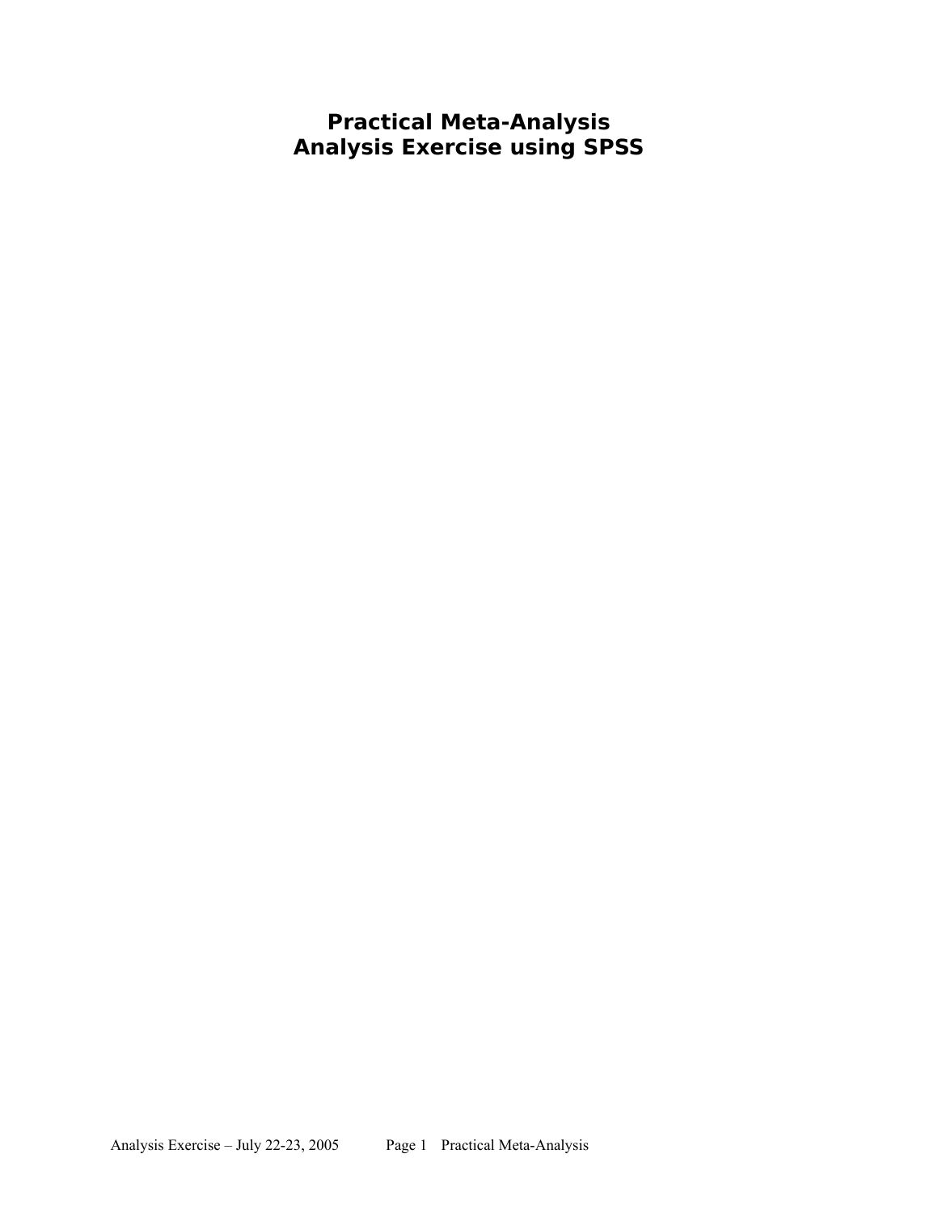# Practical Meta-Analysis
# Analysis Exercise using SPSS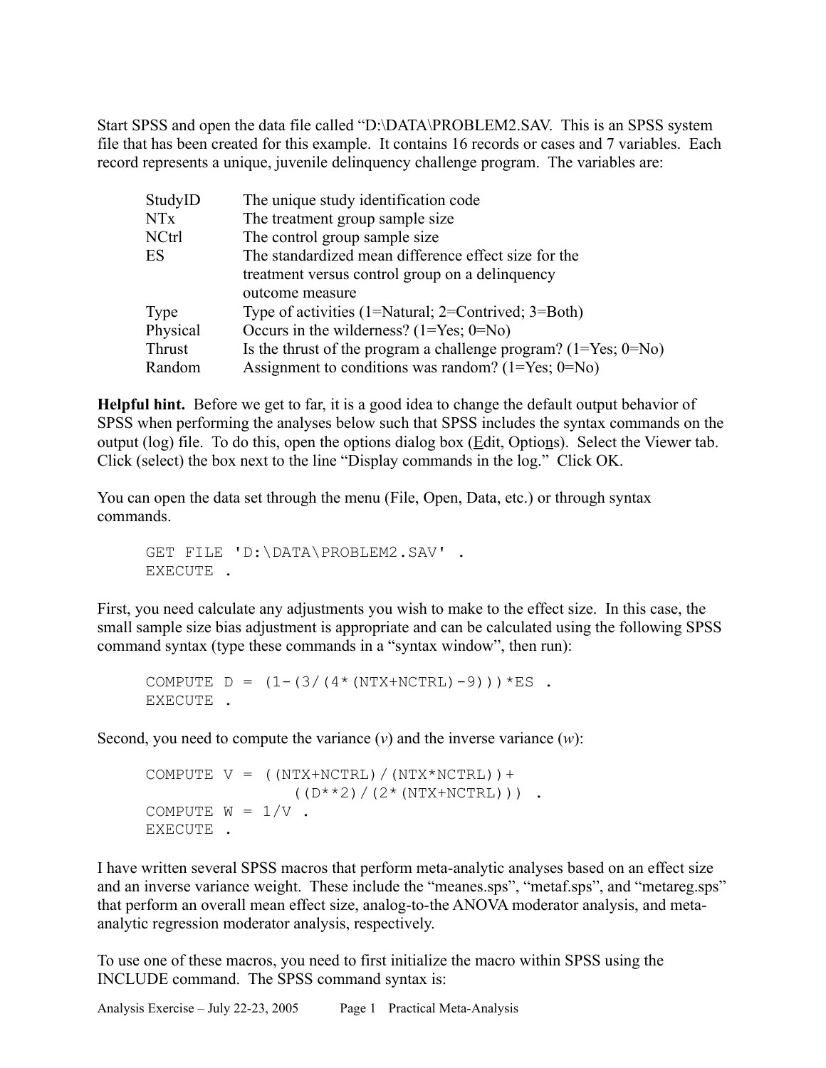Start SPSS and open the data file called “D:\DATA\PROBLEM2.SAV. This is an SPSS system file that has been created for this example. It contains 16 records or cases and 7 variables. Each record represents a unique, juvenile delinquency challenge program. The variables are:

| | |
|---|---|
| StudyID | The unique study identification code |
| NTx | The treatment group sample size |
| NCtrl | The control group sample size |
| ES | The standardized mean difference effect size for the treatment versus control group on a delinquency outcome measure |
| Type | Type of activities (1=Natural; 2=Contrived; 3=Both) |
| Physical | Occurs in the wilderness? (1=Yes; 0=No) |
| Thrust | Is the thrust of the program a challenge program? (1=Yes; 0=No) |
| Random | Assignment to conditions was random? (1=Yes; 0=No) |

**Helpful hint.** Before we get to far, it is a good idea to change the default output behavior of SPSS when performing the analyses below such that SPSS includes the syntax commands on the output (log) file. To do this, open the options dialog box (Edit, Options). Select the Viewer tab. Click (select) the box next to the line “Display commands in the log.” Click OK.

You can open the data set through the menu (File, Open, Data, etc.) or through syntax commands.

```
GET FILE 'D:\DATA\PROBLEM2.SAV' .
EXECUTE .
```

First, you need calculate any adjustments you wish to make to the effect size. In this case, the small sample size bias adjustment is appropriate and can be calculated using the following SPSS command syntax (type these commands in a “syntax window”, then run):

```
COMPUTE D = (1-(3/(4*(NTX+NCTRL)-9)))*ES .
EXECUTE .
```

Second, you need to compute the variance ($v$) and the inverse variance ($w$):

```
COMPUTE V = ((NTX+NCTRL)/(NTX*NCTRL))+
                ((D**2)/(2*(NTX+NCTRL))) .
COMPUTE W = 1/V .
EXECUTE .
```

I have written several SPSS macros that perform meta-analytic analyses based on an effect size and an inverse variance weight. These include the “meanes.sps”, “metaf.sps”, and “metareg.sps” that perform an overall mean effect size, analog-to-the ANOVA moderator analysis, and meta-analytic regression moderator analysis, respectively.

To use one of these macros, you need to first initialize the macro within SPSS using the INCLUDE command. The SPSS command syntax is: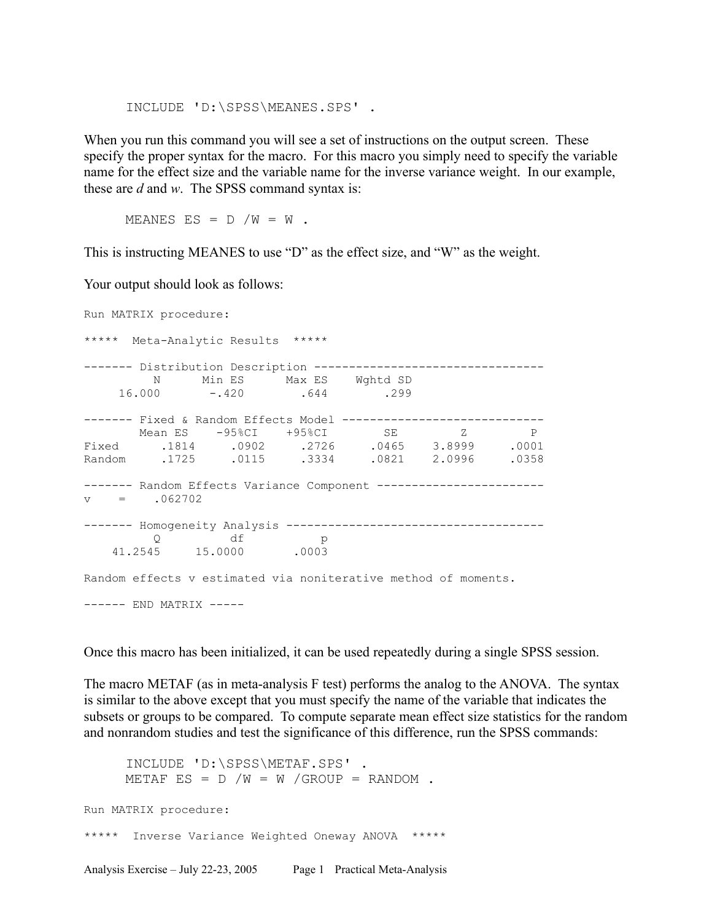```
INCLUDE 'D:\SPSS\MEANES.SPS' .
```

When you run this command you will see a set of instructions on the output screen. These specify the proper syntax for the macro. For this macro you simply need to specify the variable name for the effect size and the variable name for the inverse variance weight. In our example, these are *d* and *w*. The SPSS command syntax is:

```
MEANES ES = D /W = W .
```

This is instructing MEANES to use "D" as the effect size, and "W" as the weight.

Your output should look as follows:

```
Run MATRIX procedure:

*****  Meta-Analytic Results  *****

------- Distribution Description ---------------------------------
          N      Min ES      Max ES    Wghtd SD
     16.000       -.420        .644        .299

------- Fixed & Random Effects Model -----------------------------
        Mean ES    -95%CI    +95%CI        SE         Z         P
Fixed     .1814     .0902     .2726     .0465    3.8999     .0001
Random    .1725     .0115     .3334     .0821    2.0996     .0358

------- Random Effects Variance Component ------------------------
v    =    .062702

------- Homogeneity Analysis -------------------------------------
          Q          df          p
    41.2545     15.0000      .0003

Random effects v estimated via noniterative method of moments.

------ END MATRIX -----
```

Once this macro has been initialized, it can be used repeatedly during a single SPSS session.

The macro METAF (as in meta-analysis F test) performs the analog to the ANOVA. The syntax is similar to the above except that you must specify the name of the variable that indicates the subsets or groups to be compared. To compute separate mean effect size statistics for the random and nonrandom studies and test the significance of this difference, run the SPSS commands:

```
INCLUDE 'D:\SPSS\METAF.SPS' .
METAF ES = D /W = W /GROUP = RANDOM .
```

```
Run MATRIX procedure:

*****  Inverse Variance Weighted Oneway ANOVA  *****
```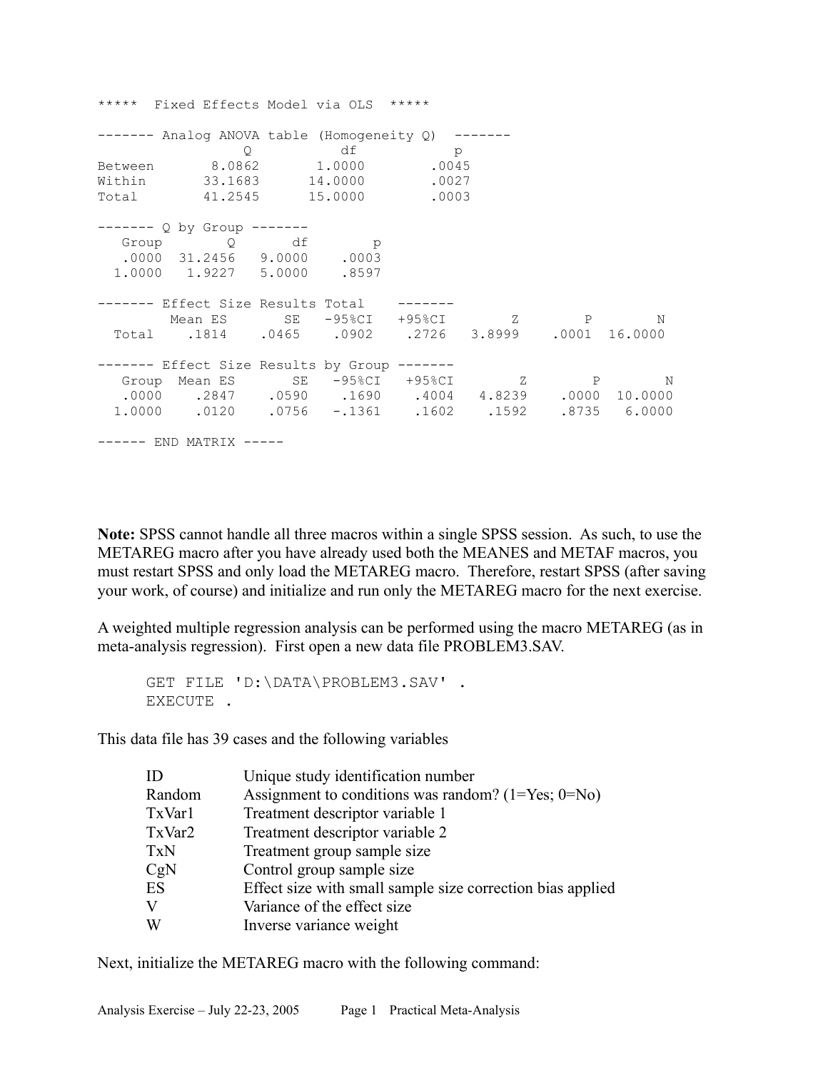```
*****  Fixed Effects Model via OLS  *****

------- Analog ANOVA table (Homogeneity Q)  -------
                Q          df          p
Between       8.0862      1.0000       .0045
Within       33.1683     14.0000       .0027
Total        41.2545     15.0000       .0003

------- Q by Group -------
   Group        Q       df        p
   .0000  31.2456   9.0000    .0003
  1.0000   1.9227   5.0000    .8597

------- Effect Size Results Total    -------
         Mean ES       SE   -95%CI   +95%CI        Z        P        N
  Total    .1814    .0465    .0902    .2726   3.8999    .0001  16.0000

------- Effect Size Results by Group -------
   Group  Mean ES       SE   -95%CI   +95%CI        Z        P        N
   .0000    .2847    .0590    .1690    .4004   4.8239    .0000  10.0000
  1.0000    .0120    .0756   -.1361    .1602    .1592    .8735   6.0000

------ END MATRIX -----
```

**Note:** SPSS cannot handle all three macros within a single SPSS session. As such, to use the METAREG macro after you have already used both the MEANES and METAF macros, you must restart SPSS and only load the METAREG macro. Therefore, restart SPSS (after saving your work, of course) and initialize and run only the METAREG macro for the next exercise.

A weighted multiple regression analysis can be performed using the macro METAREG (as in meta-analysis regression). First open a new data file PROBLEM3.SAV.

```
GET FILE 'D:\DATA\PROBLEM3.SAV' .
EXECUTE .
```

This data file has 39 cases and the following variables

| | |
|---|---|
| ID | Unique study identification number |
| Random | Assignment to conditions was random? (1=Yes; 0=No) |
| TxVar1 | Treatment descriptor variable 1 |
| TxVar2 | Treatment descriptor variable 2 |
| TxN | Treatment group sample size |
| CgN | Control group sample size |
| ES | Effect size with small sample size correction bias applied |
| V | Variance of the effect size |
| W | Inverse variance weight |

Next, initialize the METAREG macro with the following command: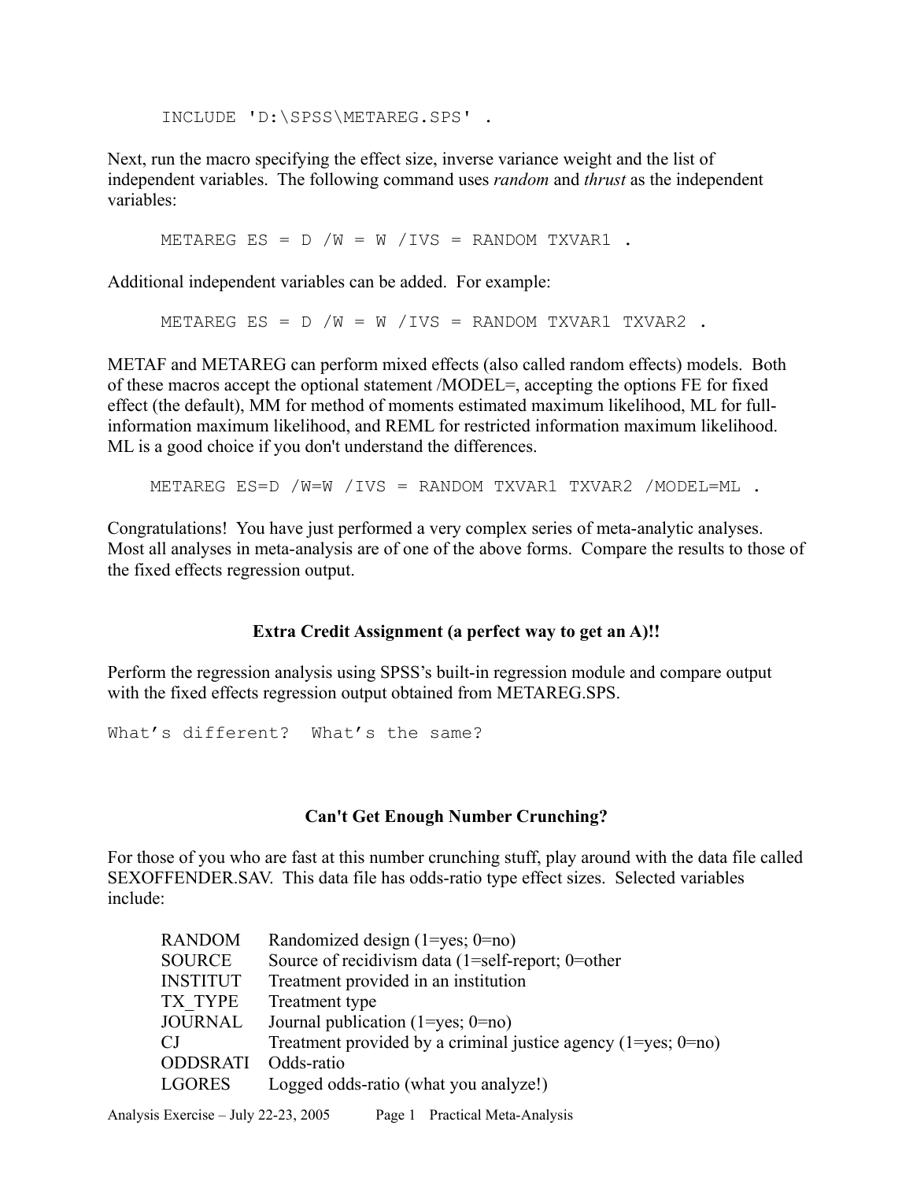```
INCLUDE 'D:\SPSS\METAREG.SPS' .
```

Next, run the macro specifying the effect size, inverse variance weight and the list of independent variables. The following command uses *random* and *thrust* as the independent variables:

```
METAREG ES = D /W = W /IVS = RANDOM TXVAR1 .
```

Additional independent variables can be added. For example:

```
METAREG ES = D /W = W /IVS = RANDOM TXVAR1 TXVAR2 .
```

METAF and METAREG can perform mixed effects (also called random effects) models. Both of these macros accept the optional statement /MODEL=, accepting the options FE for fixed effect (the default), MM for method of moments estimated maximum likelihood, ML for full-information maximum likelihood, and REML for restricted information maximum likelihood. ML is a good choice if you don't understand the differences.

```
METAREG ES=D /W=W /IVS = RANDOM TXVAR1 TXVAR2 /MODEL=ML .
```

Congratulations! You have just performed a very complex series of meta-analytic analyses. Most all analyses in meta-analysis are of one of the above forms. Compare the results to those of the fixed effects regression output.

### Extra Credit Assignment (a perfect way to get an A)!!

Perform the regression analysis using SPSS's built-in regression module and compare output with the fixed effects regression output obtained from METAREG.SPS.

```
What's different?  What's the same?
```

### Can't Get Enough Number Crunching?

For those of you who are fast at this number crunching stuff, play around with the data file called SEXOFFENDER.SAV. This data file has odds-ratio type effect sizes. Selected variables include:

| | |
|---|---|
| RANDOM | Randomized design (1=yes; 0=no) |
| SOURCE | Source of recidivism data (1=self-report; 0=other |
| INSTITUT | Treatment provided in an institution |
| TX_TYPE | Treatment type |
| JOURNAL | Journal publication (1=yes; 0=no) |
| CJ | Treatment provided by a criminal justice agency (1=yes; 0=no) |
| ODDSRATI | Odds-ratio |
| LGORES | Logged odds-ratio (what you analyze!) |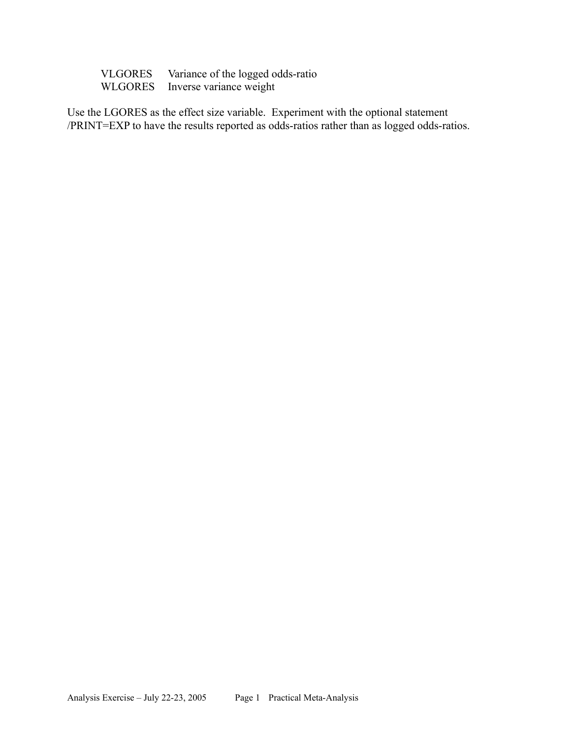| | |
|---|---|
| VLGORES | Variance of the logged odds-ratio |
| WLGORES | Inverse variance weight |

Use the LGORES as the effect size variable. Experiment with the optional statement /PRINT=EXP to have the results reported as odds-ratios rather than as logged odds-ratios.